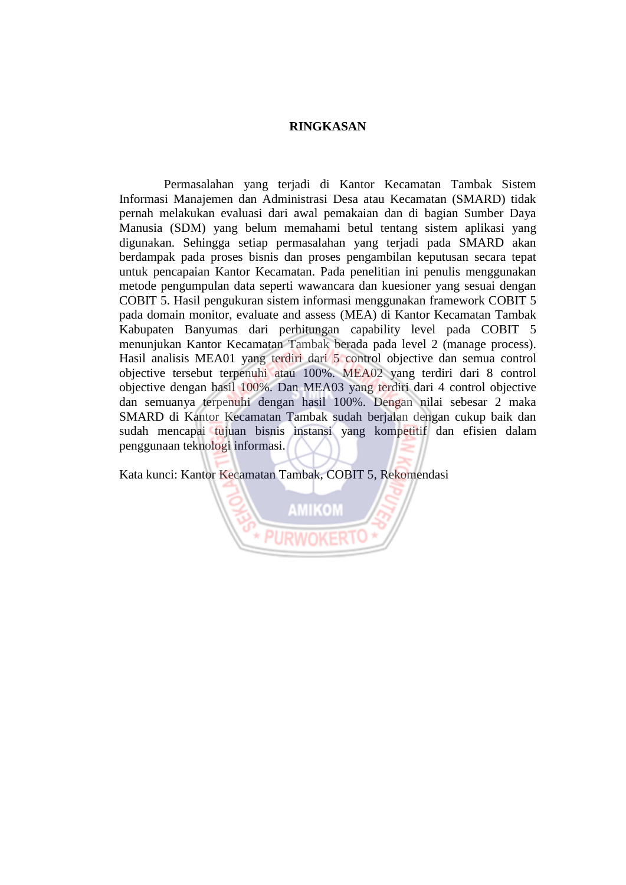# RINGKASAN

Permasalahan yang terjadi di Kantor Kecamatan Tambak Sistem Informasi Manajemen dan Administrasi Desa atau Kecamatan (SMARD) tidak pernah melakukan evaluasi dari awal pemakaian dan di bagian Sumber Daya Manusia (SDM) yang belum memahami betul tentang sistem aplikasi yang digunakan. Sehingga setiap permasalahan yang terjadi pada SMARD akan berdampak pada proses bisnis dan proses pengambilan keputusan secara tepat untuk pencapaian Kantor Kecamatan. Pada penelitian ini penulis menggunakan metode pengumpulan data seperti wawancara dan kuesioner yang sesuai dengan COBIT 5. Hasil pengukuran sistem informasi menggunakan framework COBIT 5 pada domain monitor, evaluate and assess (MEA) di Kantor Kecamatan Tambak Kabupaten Banyumas dari perhitungan capability level pada COBIT 5 menunjukan Kantor Kecamatan Tambak berada pada level 2 (manage process). Hasil analisis MEA01 yang terdiri dari 5 control objective dan semua control objective tersebut terpenuhi atau 100%. MEA02 yang terdiri dari 8 control objective dengan hasil 100%. Dan MEA03 yang terdiri dari 4 control objective dan semuanya terpenuhi dengan hasil 100%. Dengan nilai sebesar 2 maka SMARD di Kantor Kecamatan Tambak sudah berjalan dengan cukup baik dan sudah mencapai tujuan bisnis instansi yang kompetitif dan efisien dalam penggunaan teknologi informasi.

Kata kunci: Kantor Kecamatan Tambak, COBIT 5, Rekomendasi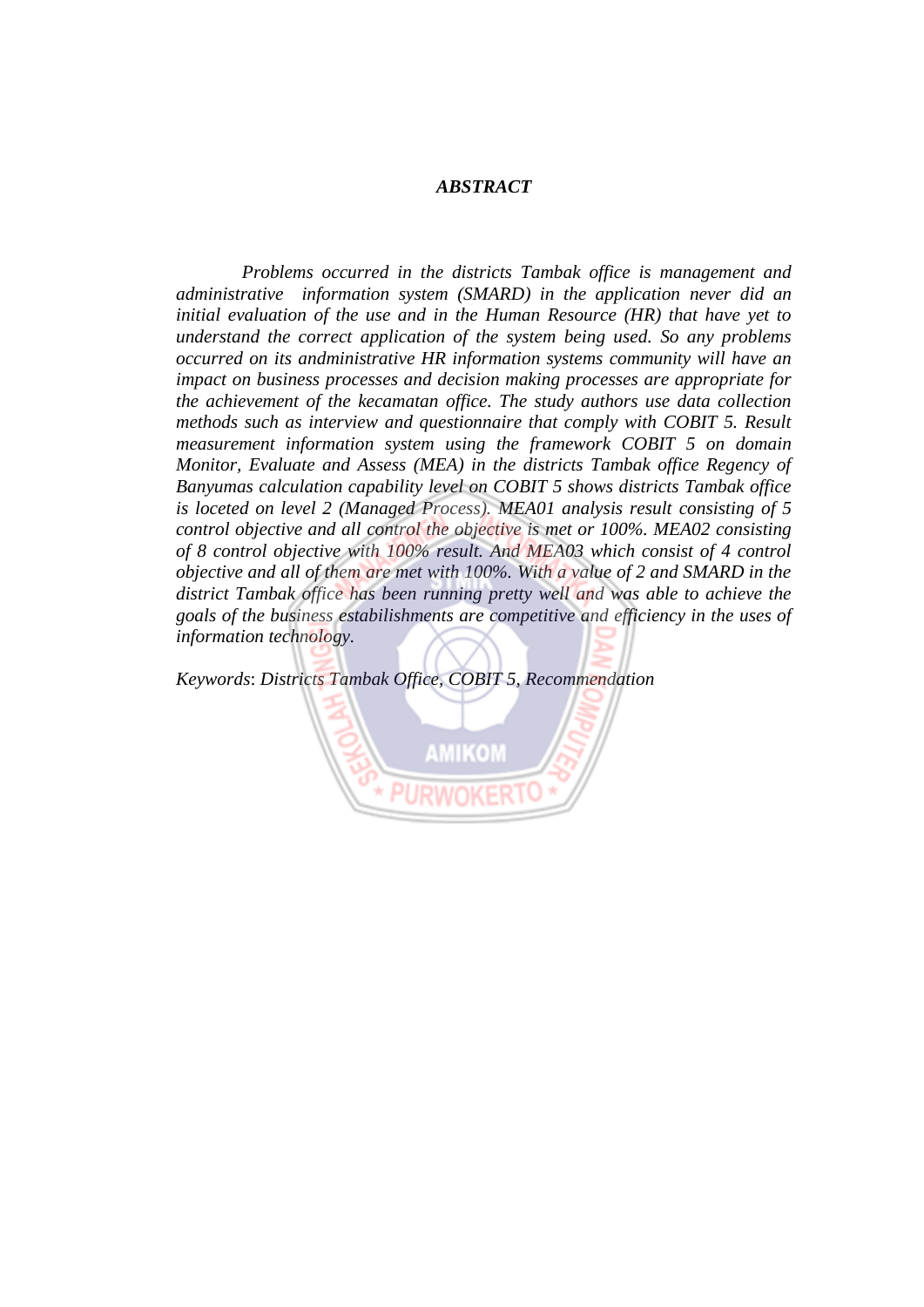# *ABSTRACT*

*Problems occurred in the districts Tambak office is management and administrative information system (SMARD) in the application never did an initial evaluation of the use and in the Human Resource (HR) that have yet to understand the correct application of the system being used. So any problems occurred on its andministrative HR information systems community will have an impact on business processes and decision making processes are appropriate for the achievement of the kecamatan office. The study authors use data collection methods such as interview and questionnaire that comply with COBIT 5. Result measurement information system using the framework COBIT 5 on domain Monitor, Evaluate and Assess (MEA) in the districts Tambak office Regency of Banyumas calculation capability level on COBIT 5 shows districts Tambak office is loceted on level 2 (Managed Process). MEA01 analysis result consisting of 5 control objective and all control the objective is met or 100%. MEA02 consisting of 8 control objective with 100% result. And MEA03 which consist of 4 control objective and all of them are met with 100%. With a value of 2 and SMARD in the district Tambak office has been running pretty well and was able to achieve the goals of the business estabilishments are competitive and efficiency in the uses of information technology.*

*Keywords*: *Districts Tambak Office, COBIT 5, Recommendation*